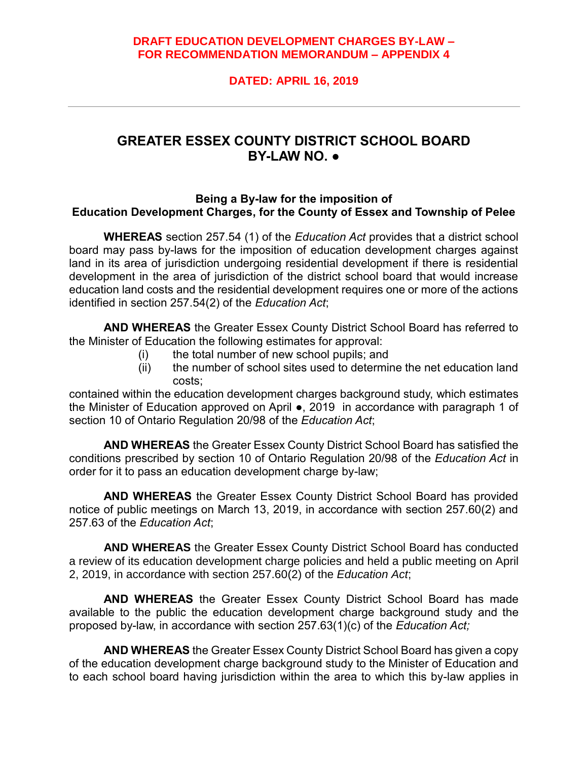**DRAFT EDUCATION DEVELOPMENT CHARGES BY-LAW – FOR RECOMMENDATION MEMORANDUM – APPENDIX 4**

**DATED: APRIL 16, 2019**

---

# GREATER ESSEX COUNTY DISTRICT SCHOOL BOARD BY-LAW NO. ●

### Being a By-law for the imposition of Education Development Charges, for the County of Essex and Township of Pelee

**WHEREAS** section 257.54 (1) of the *Education Act* provides that a district school board may pass by-laws for the imposition of education development charges against land in its area of jurisdiction undergoing residential development if there is residential development in the area of jurisdiction of the district school board that would increase education land costs and the residential development requires one or more of the actions identified in section 257.54(2) of the *Education Act*;

**AND WHEREAS** the Greater Essex County District School Board has referred to the Minister of Education the following estimates for approval:

(i) the total number of new school pupils; and

(ii) the number of school sites used to determine the net education land costs;

contained within the education development charges background study, which estimates the Minister of Education approved on April ●, 2019 in accordance with paragraph 1 of section 10 of Ontario Regulation 20/98 of the *Education Act*;

**AND WHEREAS** the Greater Essex County District School Board has satisfied the conditions prescribed by section 10 of Ontario Regulation 20/98 of the *Education Act* in order for it to pass an education development charge by-law;

**AND WHEREAS** the Greater Essex County District School Board has provided notice of public meetings on March 13, 2019, in accordance with section 257.60(2) and 257.63 of the *Education Act*;

**AND WHEREAS** the Greater Essex County District School Board has conducted a review of its education development charge policies and held a public meeting on April 2, 2019, in accordance with section 257.60(2) of the *Education Act*;

**AND WHEREAS** the Greater Essex County District School Board has made available to the public the education development charge background study and the proposed by-law, in accordance with section 257.63(1)(c) of the *Education Act;*

**AND WHEREAS** the Greater Essex County District School Board has given a copy of the education development charge background study to the Minister of Education and to each school board having jurisdiction within the area to which this by-law applies in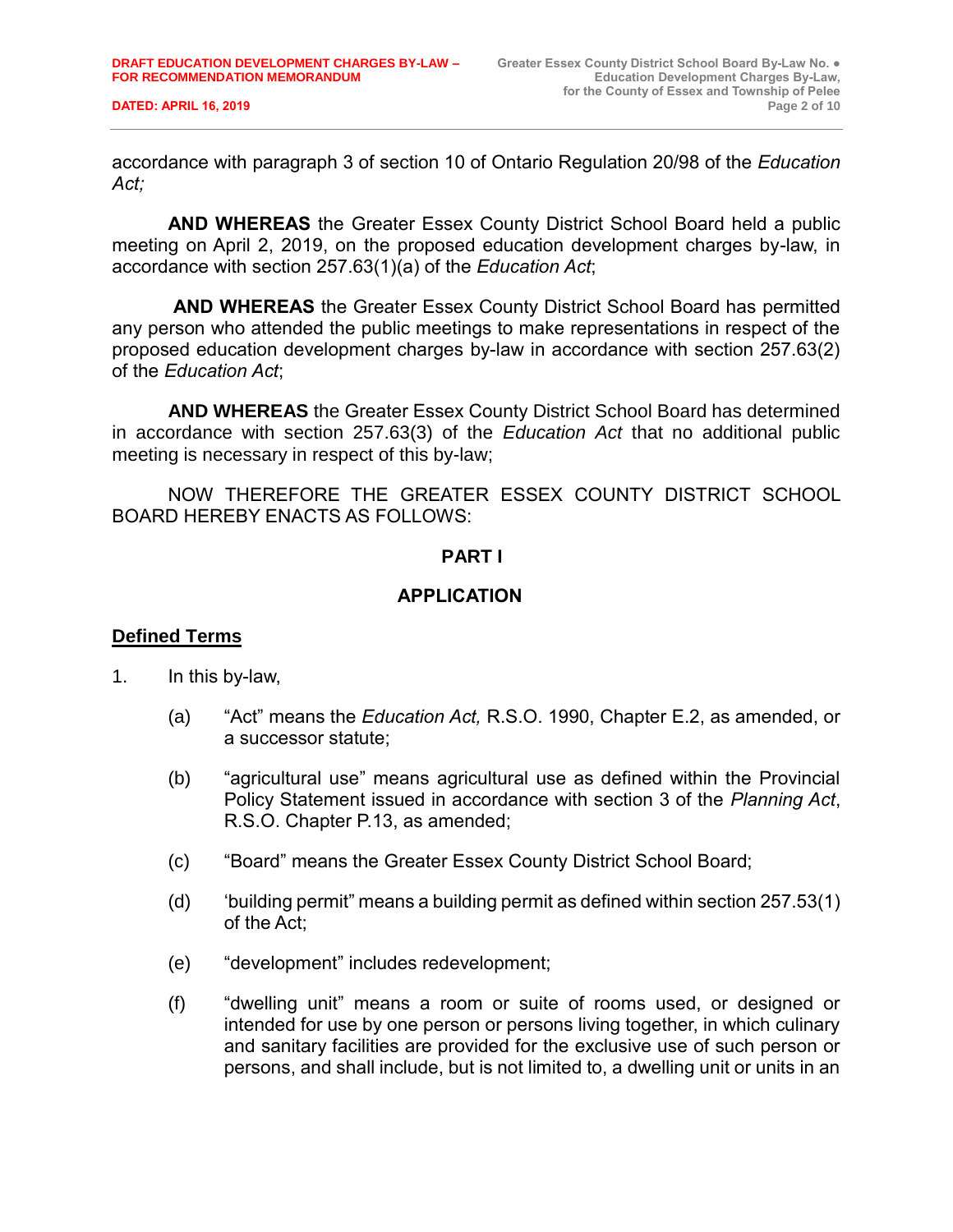accordance with paragraph 3 of section 10 of Ontario Regulation 20/98 of the *Education Act;*

**AND WHEREAS** the Greater Essex County District School Board held a public meeting on April 2, 2019, on the proposed education development charges by-law, in accordance with section 257.63(1)(a) of the *Education Act*;

**AND WHEREAS** the Greater Essex County District School Board has permitted any person who attended the public meetings to make representations in respect of the proposed education development charges by-law in accordance with section 257.63(2) of the *Education Act*;

**AND WHEREAS** the Greater Essex County District School Board has determined in accordance with section 257.63(3) of the *Education Act* that no additional public meeting is necessary in respect of this by-law;

NOW THEREFORE THE GREATER ESSEX COUNTY DISTRICT SCHOOL BOARD HEREBY ENACTS AS FOLLOWS:

## PART I

## APPLICATION

### Defined Terms

1. In this by-law,

   (a) "Act" means the *Education Act,* R.S.O. 1990, Chapter E.2, as amended, or a successor statute;

   (b) "agricultural use" means agricultural use as defined within the Provincial Policy Statement issued in accordance with section 3 of the *Planning Act*, R.S.O. Chapter P.13, as amended;

   (c) "Board" means the Greater Essex County District School Board;

   (d) 'building permit" means a building permit as defined within section 257.53(1) of the Act;

   (e) "development" includes redevelopment;

   (f) "dwelling unit" means a room or suite of rooms used, or designed or intended for use by one person or persons living together, in which culinary and sanitary facilities are provided for the exclusive use of such person or persons, and shall include, but is not limited to, a dwelling unit or units in an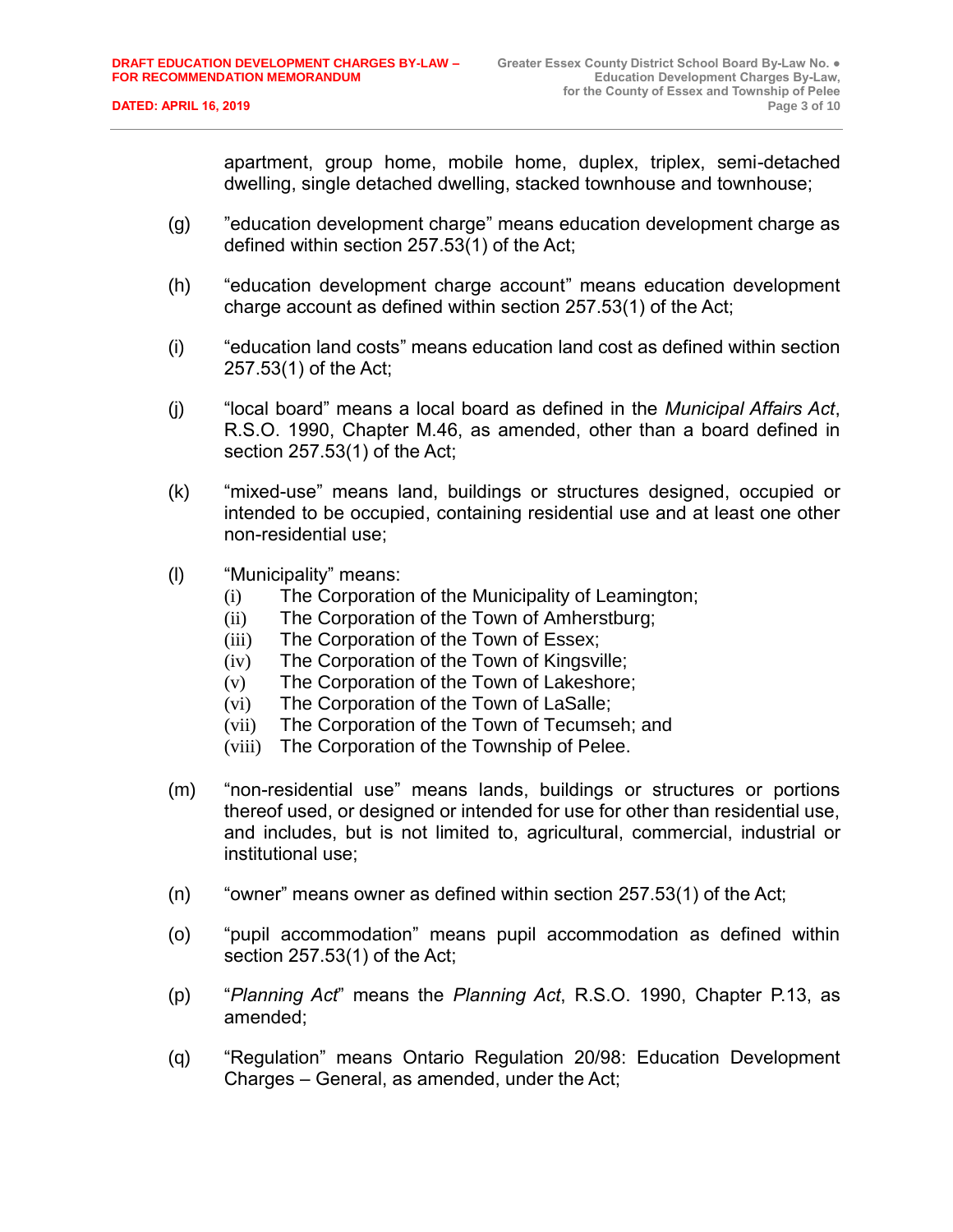apartment, group home, mobile home, duplex, triplex, semi-detached dwelling, single detached dwelling, stacked townhouse and townhouse;

(g) ”education development charge” means education development charge as defined within section 257.53(1) of the Act;

(h) “education development charge account” means education development charge account as defined within section 257.53(1) of the Act;

(i) “education land costs” means education land cost as defined within section 257.53(1) of the Act;

(j) “local board” means a local board as defined in the *Municipal Affairs Act*, R.S.O. 1990, Chapter M.46, as amended, other than a board defined in section 257.53(1) of the Act;

(k) “mixed-use” means land, buildings or structures designed, occupied or intended to be occupied, containing residential use and at least one other non-residential use;

(l) “Municipality” means:
   (i) The Corporation of the Municipality of Leamington;
   (ii) The Corporation of the Town of Amherstburg;
   (iii) The Corporation of the Town of Essex;
   (iv) The Corporation of the Town of Kingsville;
   (v) The Corporation of the Town of Lakeshore;
   (vi) The Corporation of the Town of LaSalle;
   (vii) The Corporation of the Town of Tecumseh; and
   (viii) The Corporation of the Township of Pelee.

(m) “non-residential use” means lands, buildings or structures or portions thereof used, or designed or intended for use for other than residential use, and includes, but is not limited to, agricultural, commercial, industrial or institutional use;

(n) “owner” means owner as defined within section 257.53(1) of the Act;

(o) “pupil accommodation” means pupil accommodation as defined within section 257.53(1) of the Act;

(p) “*Planning Act*” means the *Planning Act*, R.S.O. 1990, Chapter P.13, as amended;

(q) “Regulation” means Ontario Regulation 20/98: Education Development Charges – General, as amended, under the Act;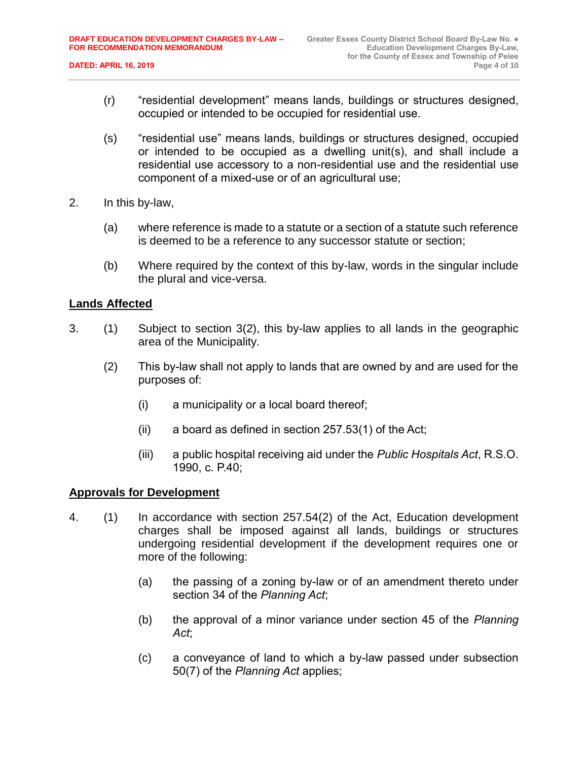(r) "residential development" means lands, buildings or structures designed, occupied or intended to be occupied for residential use.

(s) "residential use" means lands, buildings or structures designed, occupied or intended to be occupied as a dwelling unit(s), and shall include a residential use accessory to a non-residential use and the residential use component of a mixed-use or of an agricultural use;

2. In this by-law,

(a) where reference is made to a statute or a section of a statute such reference is deemed to be a reference to any successor statute or section;

(b) Where required by the context of this by-law, words in the singular include the plural and vice-versa.

**Lands Affected**

3. (1) Subject to section 3(2), this by-law applies to all lands in the geographic area of the Municipality.

(2) This by-law shall not apply to lands that are owned by and are used for the purposes of:

(i) a municipality or a local board thereof;

(ii) a board as defined in section 257.53(1) of the Act;

(iii) a public hospital receiving aid under the *Public Hospitals Act*, R.S.O. 1990, c. P.40;

**Approvals for Development**

4. (1) In accordance with section 257.54(2) of the Act, Education development charges shall be imposed against all lands, buildings or structures undergoing residential development if the development requires one or more of the following:

(a) the passing of a zoning by-law or of an amendment thereto under section 34 of the *Planning Act*;

(b) the approval of a minor variance under section 45 of the *Planning Act*;

(c) a conveyance of land to which a by-law passed under subsection 50(7) of the *Planning Act* applies;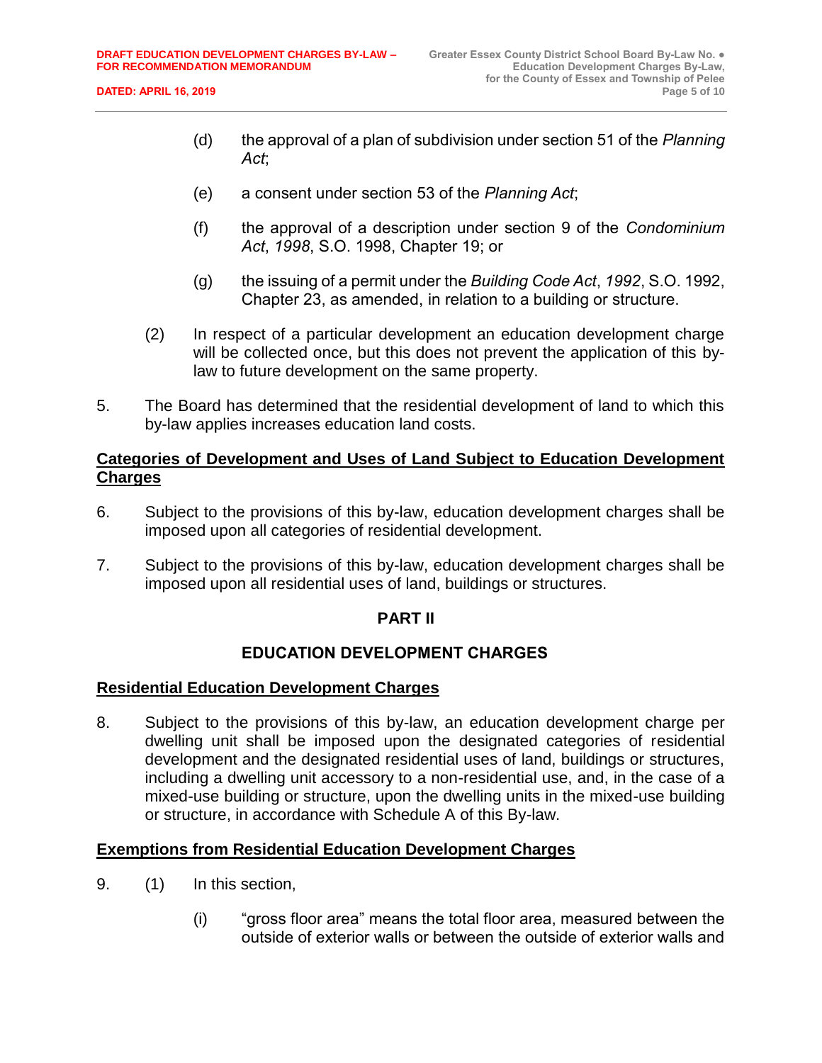(d) the approval of a plan of subdivision under section 51 of the *Planning Act*;

(e) a consent under section 53 of the *Planning Act*;

(f) the approval of a description under section 9 of the *Condominium Act*, *1998*, S.O. 1998, Chapter 19; or

(g) the issuing of a permit under the *Building Code Act*, *1992*, S.O. 1992, Chapter 23, as amended, in relation to a building or structure.

(2) In respect of a particular development an education development charge will be collected once, but this does not prevent the application of this by-law to future development on the same property.

5. The Board has determined that the residential development of land to which this by-law applies increases education land costs.

**Categories of Development and Uses of Land Subject to Education Development Charges**

6. Subject to the provisions of this by-law, education development charges shall be imposed upon all categories of residential development.

7. Subject to the provisions of this by-law, education development charges shall be imposed upon all residential uses of land, buildings or structures.

## PART II

## EDUCATION DEVELOPMENT CHARGES

**Residential Education Development Charges**

8. Subject to the provisions of this by-law, an education development charge per dwelling unit shall be imposed upon the designated categories of residential development and the designated residential uses of land, buildings or structures, including a dwelling unit accessory to a non-residential use, and, in the case of a mixed-use building or structure, upon the dwelling units in the mixed-use building or structure, in accordance with Schedule A of this By-law.

**Exemptions from Residential Education Development Charges**

9. (1) In this section,

(i) "gross floor area" means the total floor area, measured between the outside of exterior walls or between the outside of exterior walls and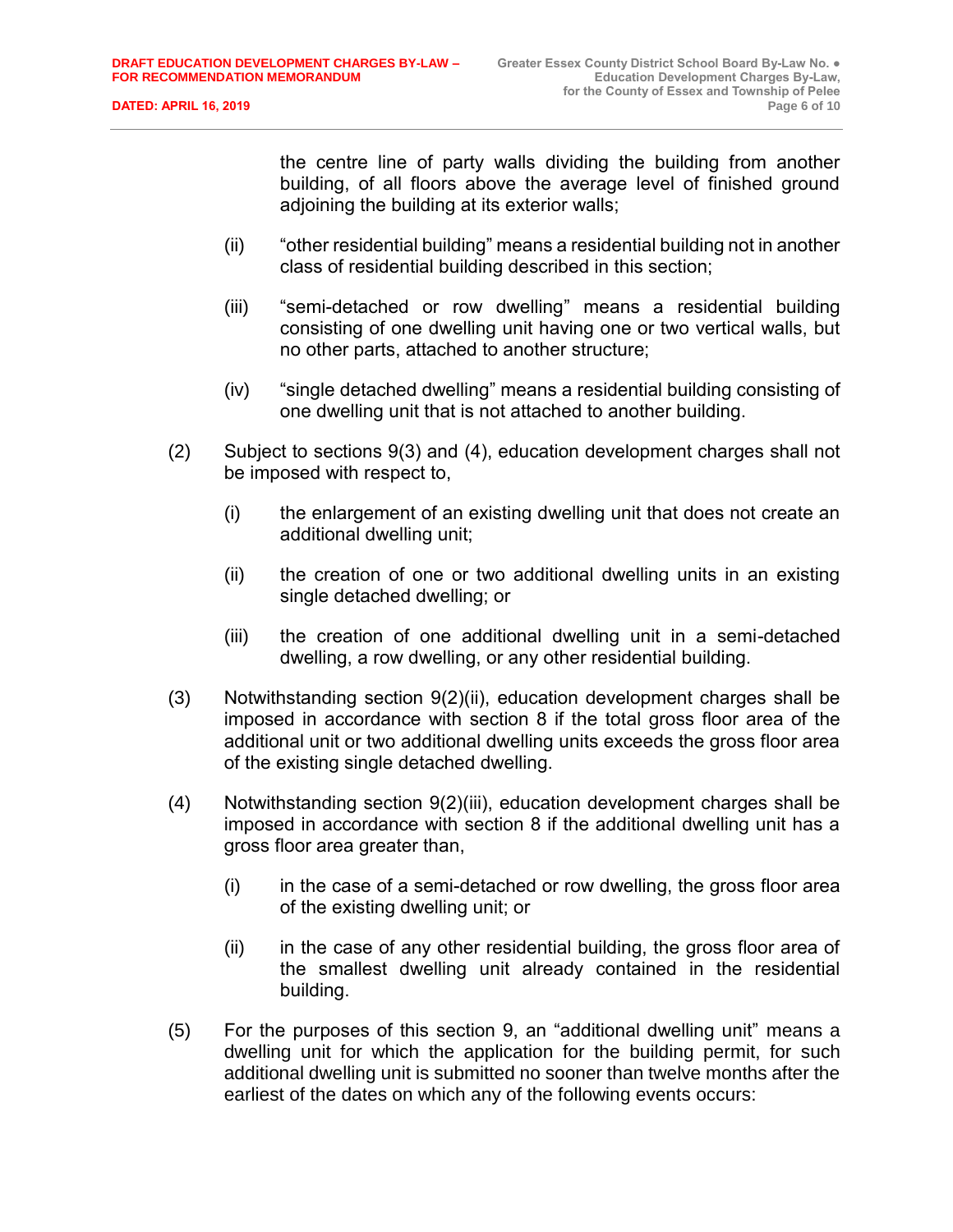the centre line of party walls dividing the building from another building, of all floors above the average level of finished ground adjoining the building at its exterior walls;

(ii) "other residential building" means a residential building not in another class of residential building described in this section;

(iii) "semi-detached or row dwelling" means a residential building consisting of one dwelling unit having one or two vertical walls, but no other parts, attached to another structure;

(iv) "single detached dwelling" means a residential building consisting of one dwelling unit that is not attached to another building.

(2) Subject to sections 9(3) and (4), education development charges shall not be imposed with respect to,

(i) the enlargement of an existing dwelling unit that does not create an additional dwelling unit;

(ii) the creation of one or two additional dwelling units in an existing single detached dwelling; or

(iii) the creation of one additional dwelling unit in a semi-detached dwelling, a row dwelling, or any other residential building.

(3) Notwithstanding section 9(2)(ii), education development charges shall be imposed in accordance with section 8 if the total gross floor area of the additional unit or two additional dwelling units exceeds the gross floor area of the existing single detached dwelling.

(4) Notwithstanding section 9(2)(iii), education development charges shall be imposed in accordance with section 8 if the additional dwelling unit has a gross floor area greater than,

(i) in the case of a semi-detached or row dwelling, the gross floor area of the existing dwelling unit; or

(ii) in the case of any other residential building, the gross floor area of the smallest dwelling unit already contained in the residential building.

(5) For the purposes of this section 9, an "additional dwelling unit" means a dwelling unit for which the application for the building permit, for such additional dwelling unit is submitted no sooner than twelve months after the earliest of the dates on which any of the following events occurs: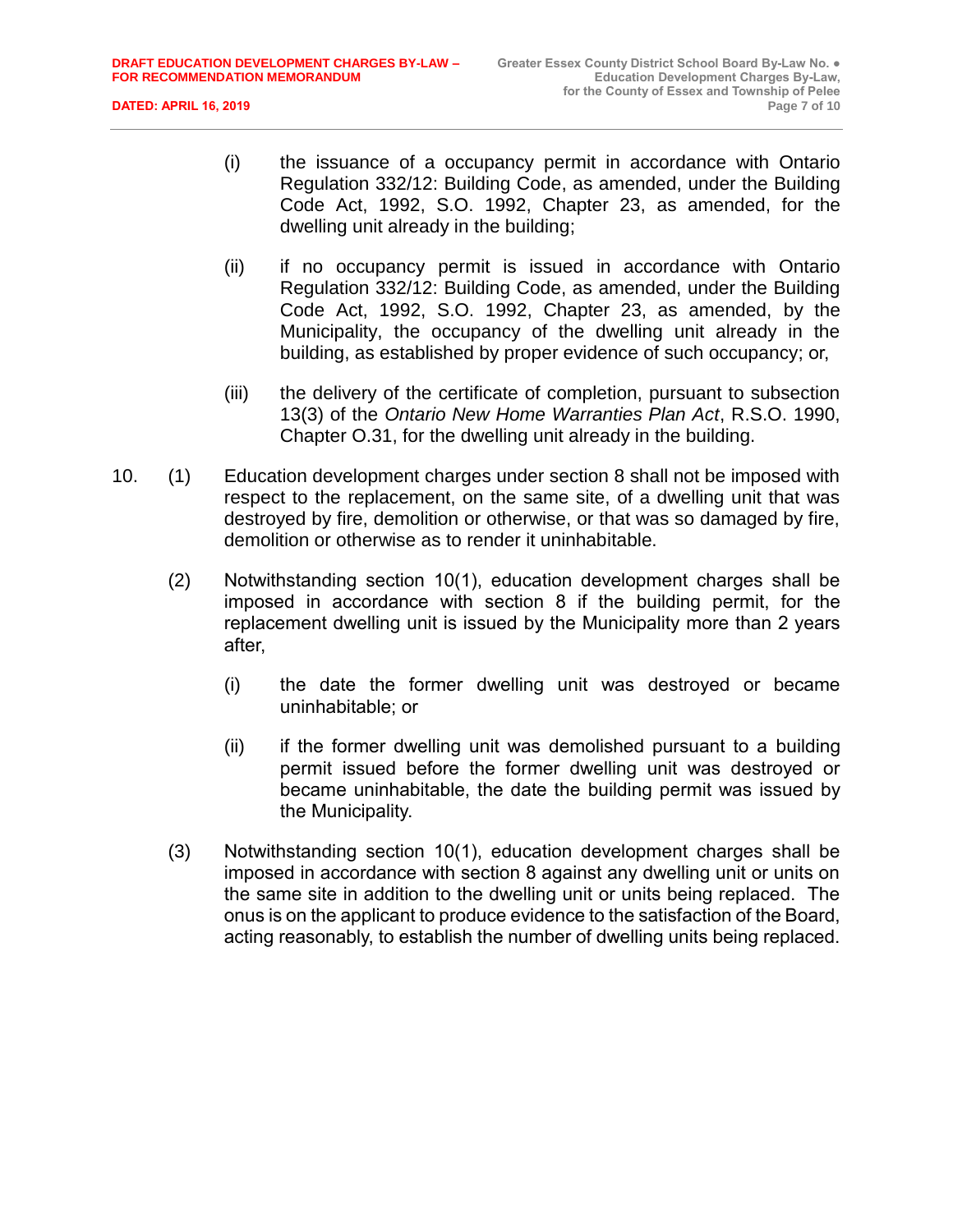(i) the issuance of a occupancy permit in accordance with Ontario Regulation 332/12: Building Code, as amended, under the Building Code Act, 1992, S.O. 1992, Chapter 23, as amended, for the dwelling unit already in the building;

(ii) if no occupancy permit is issued in accordance with Ontario Regulation 332/12: Building Code, as amended, under the Building Code Act, 1992, S.O. 1992, Chapter 23, as amended, by the Municipality, the occupancy of the dwelling unit already in the building, as established by proper evidence of such occupancy; or,

(iii) the delivery of the certificate of completion, pursuant to subsection 13(3) of the *Ontario New Home Warranties Plan Act*, R.S.O. 1990, Chapter O.31, for the dwelling unit already in the building.

10. (1) Education development charges under section 8 shall not be imposed with respect to the replacement, on the same site, of a dwelling unit that was destroyed by fire, demolition or otherwise, or that was so damaged by fire, demolition or otherwise as to render it uninhabitable.

(2) Notwithstanding section 10(1), education development charges shall be imposed in accordance with section 8 if the building permit, for the replacement dwelling unit is issued by the Municipality more than 2 years after,

(i) the date the former dwelling unit was destroyed or became uninhabitable; or

(ii) if the former dwelling unit was demolished pursuant to a building permit issued before the former dwelling unit was destroyed or became uninhabitable, the date the building permit was issued by the Municipality.

(3) Notwithstanding section 10(1), education development charges shall be imposed in accordance with section 8 against any dwelling unit or units on the same site in addition to the dwelling unit or units being replaced. The onus is on the applicant to produce evidence to the satisfaction of the Board, acting reasonably, to establish the number of dwelling units being replaced.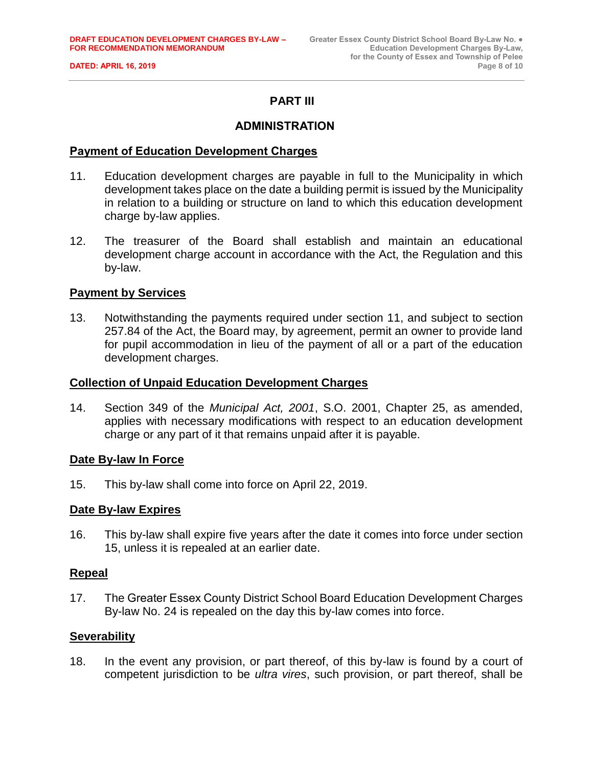## PART III

## ADMINISTRATION

**Payment of Education Development Charges**

11. Education development charges are payable in full to the Municipality in which development takes place on the date a building permit is issued by the Municipality in relation to a building or structure on land to which this education development charge by-law applies.

12. The treasurer of the Board shall establish and maintain an educational development charge account in accordance with the Act, the Regulation and this by-law.

**Payment by Services**

13. Notwithstanding the payments required under section 11, and subject to section 257.84 of the Act, the Board may, by agreement, permit an owner to provide land for pupil accommodation in lieu of the payment of all or a part of the education development charges.

**Collection of Unpaid Education Development Charges**

14. Section 349 of the *Municipal Act, 2001*, S.O. 2001, Chapter 25, as amended, applies with necessary modifications with respect to an education development charge or any part of it that remains unpaid after it is payable.

**Date By-law In Force**

15. This by-law shall come into force on April 22, 2019.

**Date By-law Expires**

16. This by-law shall expire five years after the date it comes into force under section 15, unless it is repealed at an earlier date.

**Repeal**

17. The Greater Essex County District School Board Education Development Charges By-law No. 24 is repealed on the day this by-law comes into force.

**Severability**

18. In the event any provision, or part thereof, of this by-law is found by a court of competent jurisdiction to be *ultra vires*, such provision, or part thereof, shall be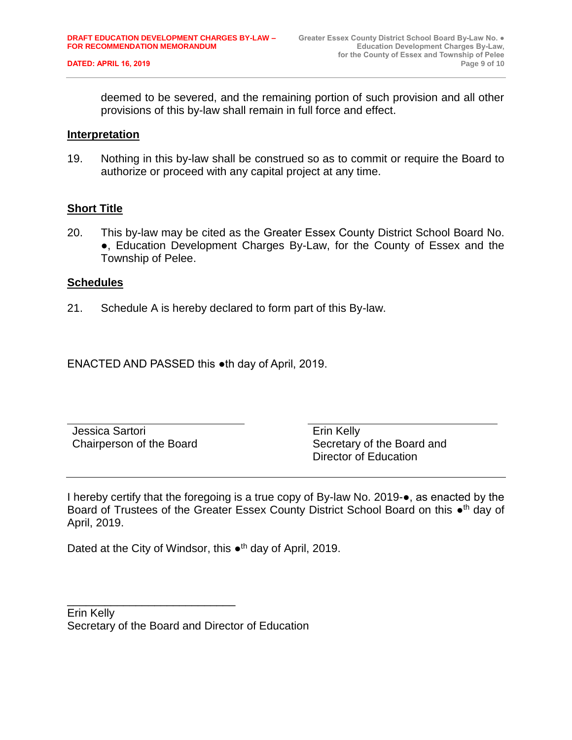deemed to be severed, and the remaining portion of such provision and all other provisions of this by-law shall remain in full force and effect.

## Interpretation

19. Nothing in this by-law shall be construed so as to commit or require the Board to authorize or proceed with any capital project at any time.

## Short Title

20. This by-law may be cited as the Greater Essex County District School Board No. ●, Education Development Charges By-Law, for the County of Essex and the Township of Pelee.

## Schedules

21. Schedule A is hereby declared to form part of this By-law.

ENACTED AND PASSED this ●th day of April, 2019.

| | |
|---|---|
| Jessica Sartori<br>Chairperson of the Board | Erin Kelly<br>Secretary of the Board and<br>Director of Education |

---

I hereby certify that the foregoing is a true copy of By-law No. 2019-●, as enacted by the Board of Trustees of the Greater Essex County District School Board on this ●th day of April, 2019.

Dated at the City of Windsor, this ●th day of April, 2019.

\_\_\_\_\_\_\_\_\_\_\_\_\_\_\_\_\_\_\_\_\_\_\_\_\_\_\_\_

Erin Kelly
Secretary of the Board and Director of Education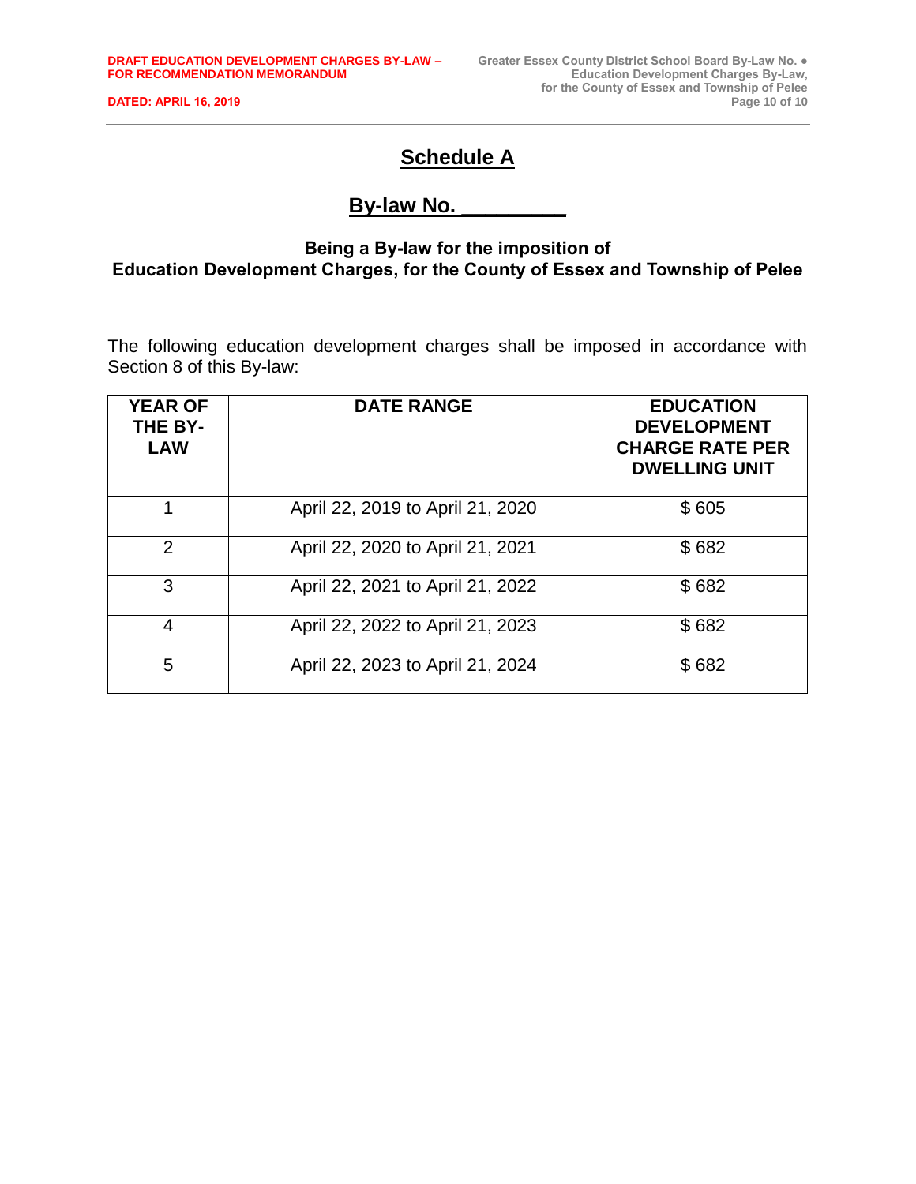# Schedule A

## By-law No. _________

### Being a By-law for the imposition of Education Development Charges, for the County of Essex and Township of Pelee

The following education development charges shall be imposed in accordance with Section 8 of this By-law:

| YEAR OF THE BY-LAW | DATE RANGE | EDUCATION DEVELOPMENT CHARGE RATE PER DWELLING UNIT |
|---|---|---|
| 1 | April 22, 2019 to April 21, 2020 | $ 605 |
| 2 | April 22, 2020 to April 21, 2021 | $ 682 |
| 3 | April 22, 2021 to April 21, 2022 | $ 682 |
| 4 | April 22, 2022 to April 21, 2023 | $ 682 |
| 5 | April 22, 2023 to April 21, 2024 | $ 682 |